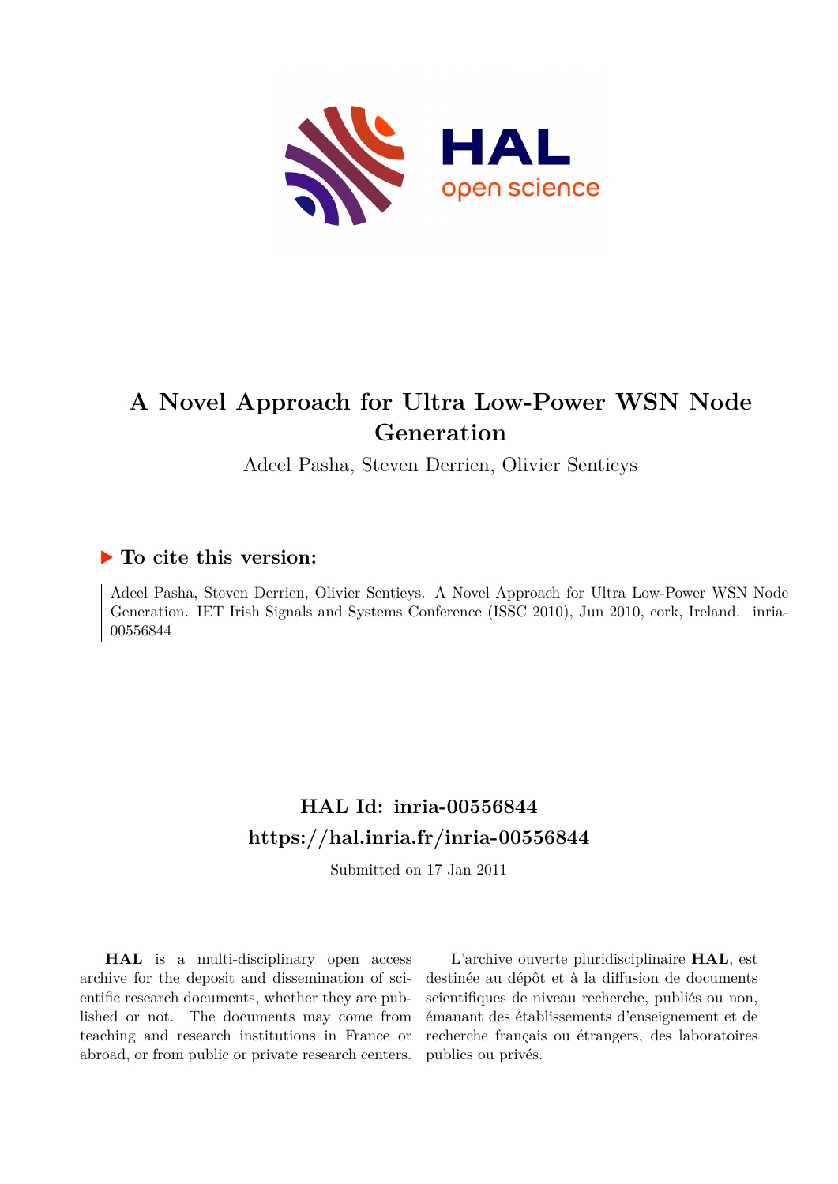# A Novel Approach for Ultra Low-Power WSN Node Generation

Adeel Pasha, Steven Derrien, Olivier Sentieys

### ▶ To cite this version:

Adeel Pasha, Steven Derrien, Olivier Sentieys. A Novel Approach for Ultra Low-Power WSN Node Generation. IET Irish Signals and Systems Conference (ISSC 2010), Jun 2010, cork, Ireland. inria-00556844

## HAL Id: inria-00556844

## https://hal.inria.fr/inria-00556844

Submitted on 17 Jan 2011

**HAL** is a multi-disciplinary open access archive for the deposit and dissemination of scientific research documents, whether they are published or not. The documents may come from teaching and research institutions in France or abroad, or from public or private research centers.

L'archive ouverte pluridisciplinaire **HAL**, est destinée au dépôt et à la diffusion de documents scientifiques de niveau recherche, publiés ou non, émanant des établissements d'enseignement et de recherche français ou étrangers, des laboratoires publics ou privés.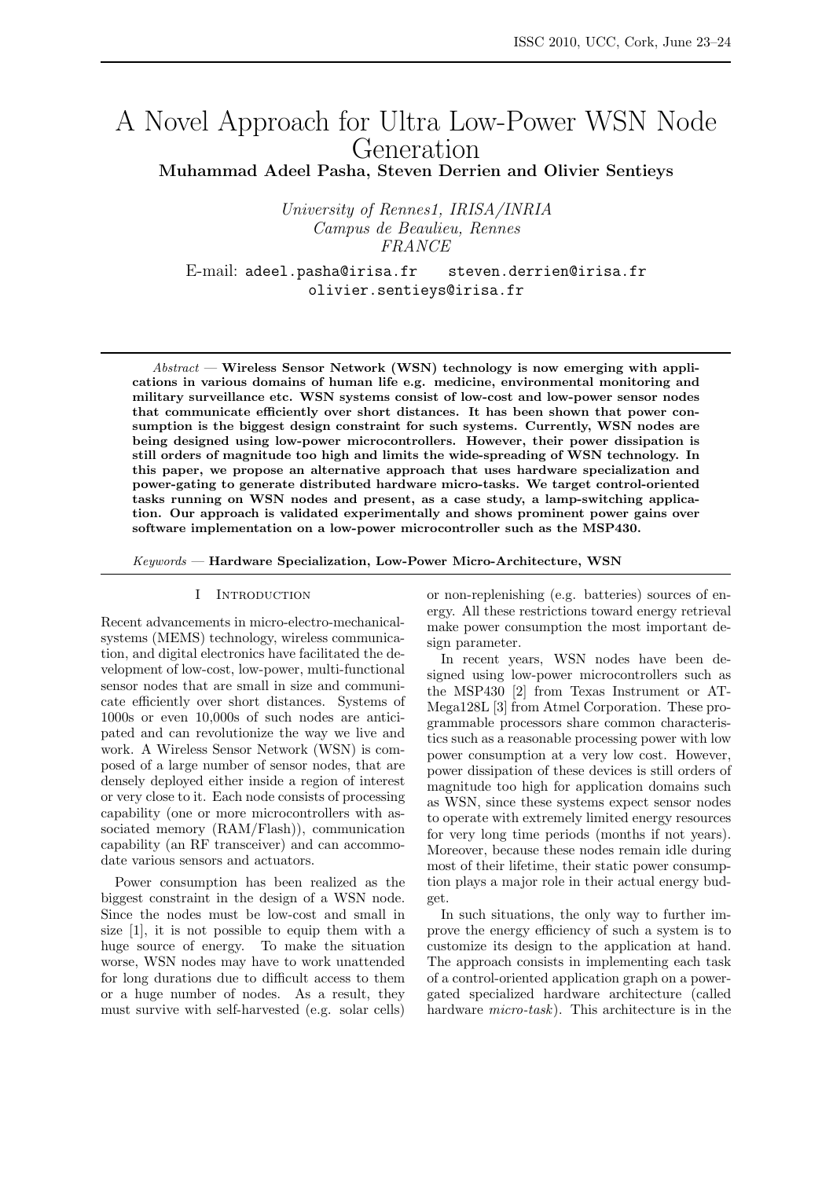# A Novel Approach for Ultra Low-Power WSN Node Generation

**Muhammad Adeel Pasha, Steven Derrien and Olivier Sentieys**

*University of Rennes1, IRISA/INRIA*
*Campus de Beaulieu, Rennes*
*FRANCE*

E-mail: adeel.pasha@irisa.fr steven.derrien@irisa.fr olivier.sentieys@irisa.fr

*Abstract* — **Wireless Sensor Network (WSN) technology is now emerging with applications in various domains of human life e.g. medicine, environmental monitoring and military surveillance etc. WSN systems consist of low-cost and low-power sensor nodes that communicate efficiently over short distances. It has been shown that power consumption is the biggest design constraint for such systems. Currently, WSN nodes are being designed using low-power microcontrollers. However, their power dissipation is still orders of magnitude too high and limits the wide-spreading of WSN technology. In this paper, we propose an alternative approach that uses hardware specialization and power-gating to generate distributed hardware micro-tasks. We target control-oriented tasks running on WSN nodes and present, as a case study, a lamp-switching application. Our approach is validated experimentally and shows prominent power gains over software implementation on a low-power microcontroller such as the MSP430.**

*Keywords* — **Hardware Specialization, Low-Power Micro-Architecture, WSN**

## I Introduction

Recent advancements in micro-electro-mechanical-systems (MEMS) technology, wireless communication, and digital electronics have facilitated the development of low-cost, low-power, multi-functional sensor nodes that are small in size and communicate efficiently over short distances. Systems of 1000s or even 10,000s of such nodes are anticipated and can revolutionize the way we live and work. A Wireless Sensor Network (WSN) is composed of a large number of sensor nodes, that are densely deployed either inside a region of interest or very close to it. Each node consists of processing capability (one or more microcontrollers with associated memory (RAM/Flash)), communication capability (an RF transceiver) and can accommodate various sensors and actuators.

Power consumption has been realized as the biggest constraint in the design of a WSN node. Since the nodes must be low-cost and small in size [1], it is not possible to equip them with a huge source of energy. To make the situation worse, WSN nodes may have to work unattended for long durations due to difficult access to them or a huge number of nodes. As a result, they must survive with self-harvested (e.g. solar cells) or non-replenishing (e.g. batteries) sources of energy. All these restrictions toward energy retrieval make power consumption the most important design parameter.

In recent years, WSN nodes have been designed using low-power microcontrollers such as the MSP430 [2] from Texas Instrument or ATMega128L [3] from Atmel Corporation. These programmable processors share common characteristics such as a reasonable processing power with low power consumption at a very low cost. However, power dissipation of these devices is still orders of magnitude too high for application domains such as WSN, since these systems expect sensor nodes to operate with extremely limited energy resources for very long time periods (months if not years). Moreover, because these nodes remain idle during most of their lifetime, their static power consumption plays a major role in their actual energy budget.

In such situations, the only way to further improve the energy efficiency of such a system is to customize its design to the application at hand. The approach consists in implementing each task of a control-oriented application graph on a power-gated specialized hardware architecture (called hardware *micro-task*). This architecture is in the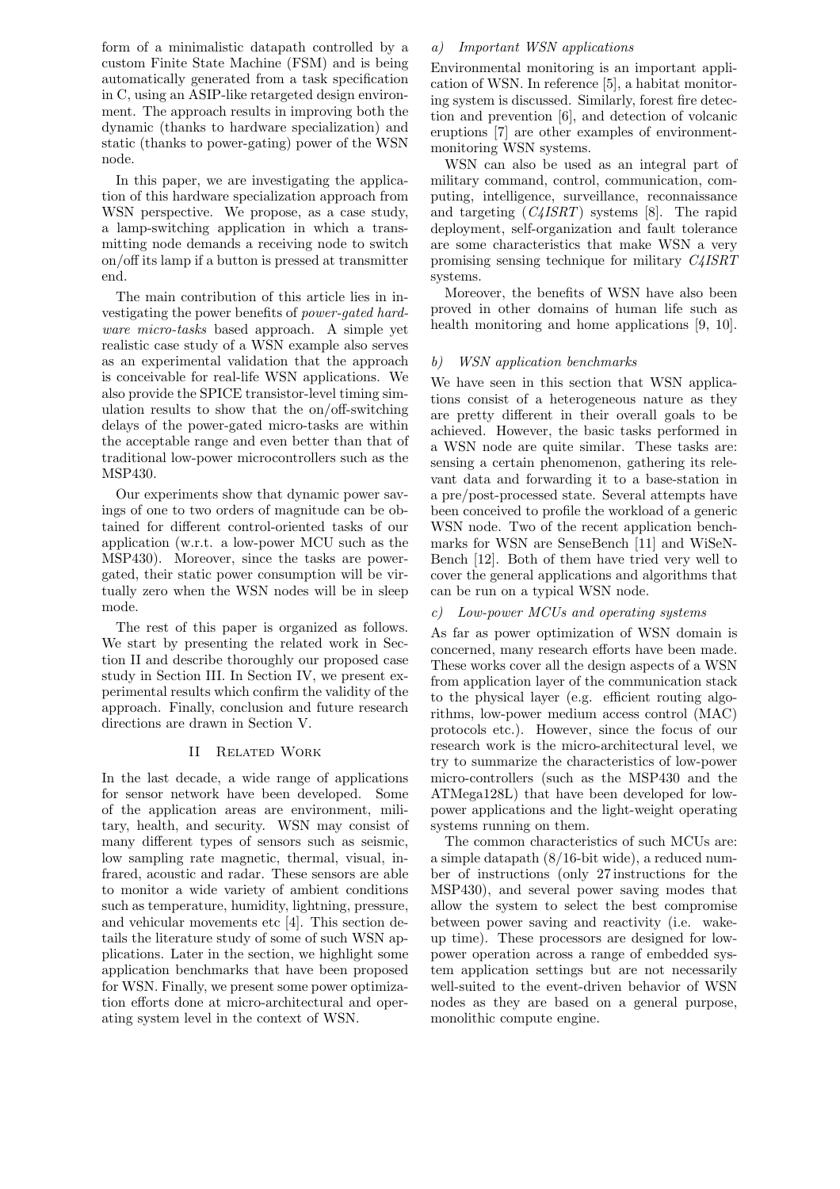form of a minimalistic datapath controlled by a custom Finite State Machine (FSM) and is being automatically generated from a task specification in C, using an ASIP-like retargeted design environment. The approach results in improving both the dynamic (thanks to hardware specialization) and static (thanks to power-gating) power of the WSN node.

In this paper, we are investigating the application of this hardware specialization approach from WSN perspective. We propose, as a case study, a lamp-switching application in which a transmitting node demands a receiving node to switch on/off its lamp if a button is pressed at transmitter end.

The main contribution of this article lies in investigating the power benefits of *power-gated hardware micro-tasks* based approach. A simple yet realistic case study of a WSN example also serves as an experimental validation that the approach is conceivable for real-life WSN applications. We also provide the SPICE transistor-level timing simulation results to show that the on/off-switching delays of the power-gated micro-tasks are within the acceptable range and even better than that of traditional low-power microcontrollers such as the MSP430.

Our experiments show that dynamic power savings of one to two orders of magnitude can be obtained for different control-oriented tasks of our application (w.r.t. a low-power MCU such as the MSP430). Moreover, since the tasks are power-gated, their static power consumption will be virtually zero when the WSN nodes will be in sleep mode.

The rest of this paper is organized as follows. We start by presenting the related work in Section II and describe thoroughly our proposed case study in Section III. In Section IV, we present experimental results which confirm the validity of the approach. Finally, conclusion and future research directions are drawn in Section V.

## II Related Work

In the last decade, a wide range of applications for sensor network have been developed. Some of the application areas are environment, military, health, and security. WSN may consist of many different types of sensors such as seismic, low sampling rate magnetic, thermal, visual, infrared, acoustic and radar. These sensors are able to monitor a wide variety of ambient conditions such as temperature, humidity, lightning, pressure, and vehicular movements etc [4]. This section details the literature study of some of such WSN applications. Later in the section, we highlight some application benchmarks that have been proposed for WSN. Finally, we present some power optimization efforts done at micro-architectural and operating system level in the context of WSN.

### *a) Important WSN applications*

Environmental monitoring is an important application of WSN. In reference [5], a habitat monitoring system is discussed. Similarly, forest fire detection and prevention [6], and detection of volcanic eruptions [7] are other examples of environment-monitoring WSN systems.

WSN can also be used as an integral part of military command, control, communication, computing, intelligence, surveillance, reconnaissance and targeting (*C4ISRT*) systems [8]. The rapid deployment, self-organization and fault tolerance are some characteristics that make WSN a very promising sensing technique for military *C4ISRT* systems.

Moreover, the benefits of WSN have also been proved in other domains of human life such as health monitoring and home applications [9, 10].

### *b) WSN application benchmarks*

We have seen in this section that WSN applications consist of a heterogeneous nature as they are pretty different in their overall goals to be achieved. However, the basic tasks performed in a WSN node are quite similar. These tasks are: sensing a certain phenomenon, gathering its relevant data and forwarding it to a base-station in a pre/post-processed state. Several attempts have been conceived to profile the workload of a generic WSN node. Two of the recent application benchmarks for WSN are SenseBench [11] and WiSeNBench [12]. Both of them have tried very well to cover the general applications and algorithms that can be run on a typical WSN node.

### *c) Low-power MCUs and operating systems*

As far as power optimization of WSN domain is concerned, many research efforts have been made. These works cover all the design aspects of a WSN from application layer of the communication stack to the physical layer (e.g. efficient routing algorithms, low-power medium access control (MAC) protocols etc.). However, since the focus of our research work is the micro-architectural level, we try to summarize the characteristics of low-power micro-controllers (such as the MSP430 and the ATMega128L) that have been developed for low-power applications and the light-weight operating systems running on them.

The common characteristics of such MCUs are: a simple datapath (8/16-bit wide), a reduced number of instructions (only 27 instructions for the MSP430), and several power saving modes that allow the system to select the best compromise between power saving and reactivity (i.e. wake-up time). These processors are designed for low-power operation across a range of embedded system application settings but are not necessarily well-suited to the event-driven behavior of WSN nodes as they are based on a general purpose, monolithic compute engine.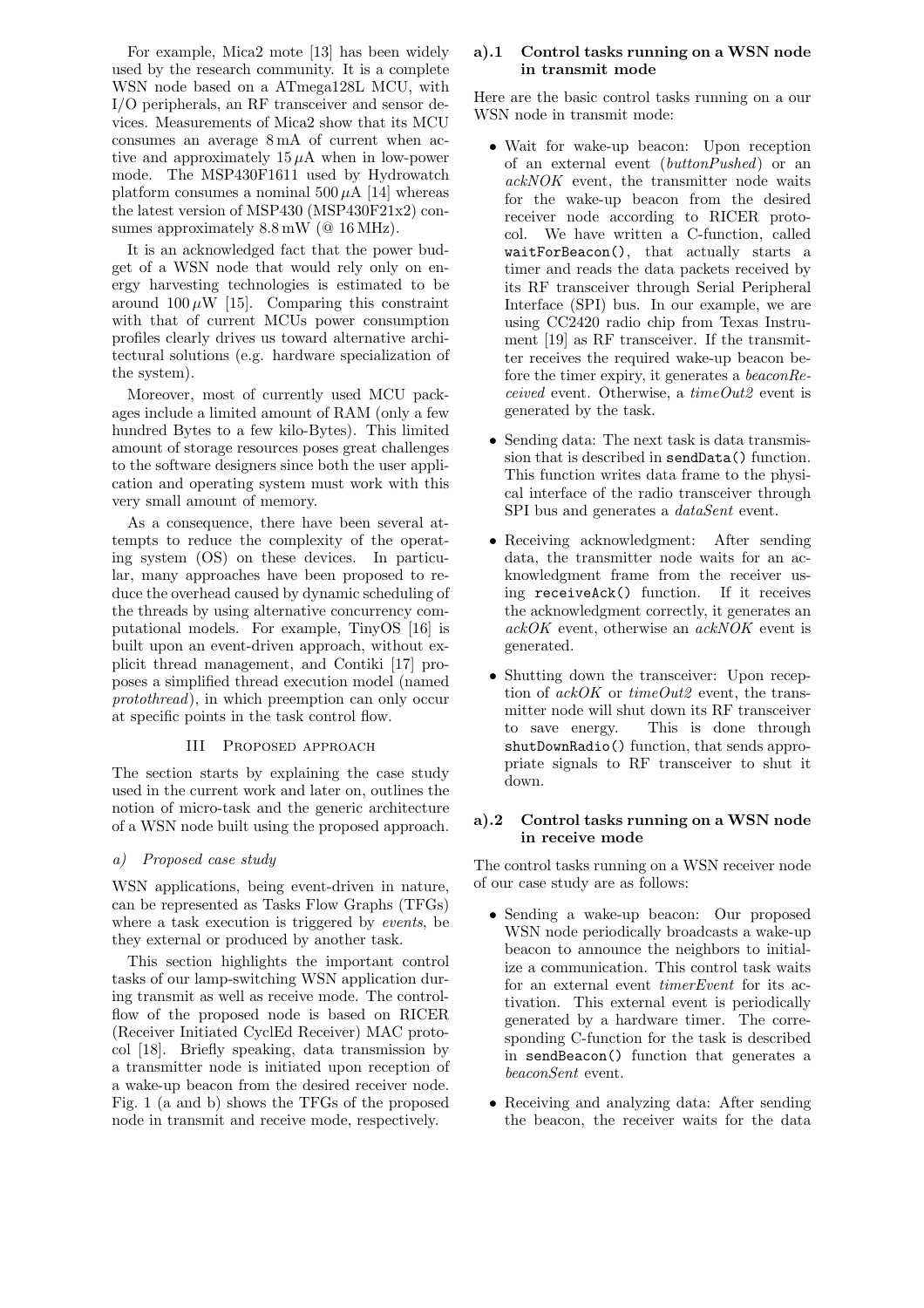For example, Mica2 mote [13] has been widely used by the research community. It is a complete WSN node based on a ATmega128L MCU, with I/O peripherals, an RF transceiver and sensor devices. Measurements of Mica2 show that its MCU consumes an average 8 mA of current when active and approximately 15 $\mu$A when in low-power mode. The MSP430F1611 used by Hydrowatch platform consumes a nominal 500 $\mu$A [14] whereas the latest version of MSP430 (MSP430F21x2) consumes approximately 8.8 mW (@ 16 MHz).

It is an acknowledged fact that the power budget of a WSN node that would rely only on energy harvesting technologies is estimated to be around 100 $\mu$W [15]. Comparing this constraint with that of current MCUs power consumption profiles clearly drives us toward alternative architectural solutions (e.g. hardware specialization of the system).

Moreover, most of currently used MCU packages include a limited amount of RAM (only a few hundred Bytes to a few kilo-Bytes). This limited amount of storage resources poses great challenges to the software designers since both the user application and operating system must work with this very small amount of memory.

As a consequence, there have been several attempts to reduce the complexity of the operating system (OS) on these devices. In particular, many approaches have been proposed to reduce the overhead caused by dynamic scheduling of the threads by using alternative concurrency computational models. For example, TinyOS [16] is built upon an event-driven approach, without explicit thread management, and Contiki [17] proposes a simplified thread execution model (named *protothread*), in which preemption can only occur at specific points in the task control flow.

## III Proposed approach

The section starts by explaining the case study used in the current work and later on, outlines the notion of micro-task and the generic architecture of a WSN node built using the proposed approach.

### a) Proposed case study

WSN applications, being event-driven in nature, can be represented as Tasks Flow Graphs (TFGs) where a task execution is triggered by *events*, be they external or produced by another task.

This section highlights the important control tasks of our lamp-switching WSN application during transmit as well as receive mode. The control-flow of the proposed node is based on RICER (Receiver Initiated CyclEd Receiver) MAC protocol [18]. Briefly speaking, data transmission by a transmitter node is initiated upon reception of a wake-up beacon from the desired receiver node. Fig. 1 (a and b) shows the TFGs of the proposed node in transmit and receive mode, respectively.

#### a).1 Control tasks running on a WSN node in transmit mode

Here are the basic control tasks running on a our WSN node in transmit mode:

- Wait for wake-up beacon: Upon reception of an external event (*buttonPushed*) or an *ackNOK* event, the transmitter node waits for the wake-up beacon from the desired receiver node according to RICER protocol. We have written a C-function, called `waitForBeacon()`, that actually starts a timer and reads the data packets received by its RF transceiver through Serial Peripheral Interface (SPI) bus. In our example, we are using CC2420 radio chip from Texas Instrument [19] as RF transceiver. If the transmitter receives the required wake-up beacon before the timer expiry, it generates a *beaconReceived* event. Otherwise, a *timeOut2* event is generated by the task.
- Sending data: The next task is data transmission that is described in `sendData()` function. This function writes data frame to the physical interface of the radio transceiver through SPI bus and generates a *dataSent* event.
- Receiving acknowledgment: After sending data, the transmitter node waits for an acknowledgment frame from the receiver using `receiveAck()` function. If it receives the acknowledgment correctly, it generates an *ackOK* event, otherwise an *ackNOK* event is generated.
- Shutting down the transceiver: Upon reception of *ackOK* or *timeOut2* event, the transmitter node will shut down its RF transceiver to save energy. This is done through `shutDownRadio()` function, that sends appropriate signals to RF transceiver to shut it down.

#### a).2 Control tasks running on a WSN node in receive mode

The control tasks running on a WSN receiver node of our case study are as follows:

- Sending a wake-up beacon: Our proposed WSN node periodically broadcasts a wake-up beacon to announce the neighbors to initialize a communication. This control task waits for an external event *timerEvent* for its activation. This external event is periodically generated by a hardware timer. The corresponding C-function for the task is described in `sendBeacon()` function that generates a *beaconSent* event.
- Receiving and analyzing data: After sending the beacon, the receiver waits for the data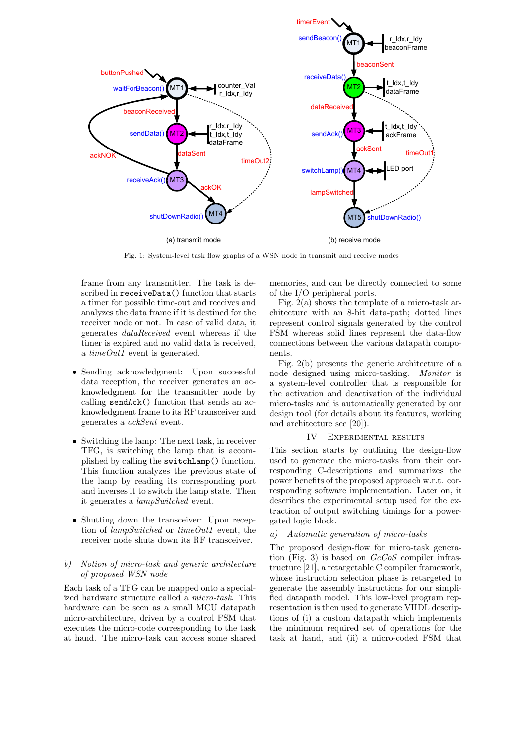Fig. 1: System-level task flow graphs of a WSN node in transmit and receive modes

frame from any transmitter. The task is described in `receiveData()` function that starts a timer for possible time-out and receives and analyzes the data frame if it is destined for the receiver node or not. In case of valid data, it generates *dataReceived* event whereas if the timer is expired and no valid data is received, a *timeOut1* event is generated.

- Sending acknowledgment: Upon successful data reception, the receiver generates an acknowledgment for the transmitter node by calling `sendAck()` function that sends an acknowledgment frame to its RF transceiver and generates a *ackSent* event.
- Switching the lamp: The next task, in receiver TFG, is switching the lamp that is accomplished by calling the `switchLamp()` function. This function analyzes the previous state of the lamp by reading its corresponding port and inverses it to switch the lamp state. Then it generates a *lampSwitched* event.
- Shutting down the transceiver: Upon reception of *lampSwitched* or *timeOut1* event, the receiver node shuts down its RF transceiver.

### b) Notion of micro-task and generic architecture of proposed WSN node

Each task of a TFG can be mapped onto a specialized hardware structure called a *micro-task*. This hardware can be seen as a small MCU datapath micro-architecture, driven by a control FSM that executes the micro-code corresponding to the task at hand. The micro-task can access some shared memories, and can be directly connected to some of the I/O peripheral ports.

Fig. 2(a) shows the template of a micro-task architecture with an 8-bit data-path; dotted lines represent control signals generated by the control FSM whereas solid lines represent the data-flow connections between the various datapath components.

Fig. 2(b) presents the generic architecture of a node designed using micro-tasking. *Monitor* is a system-level controller that is responsible for the activation and deactivation of the individual micro-tasks and is automatically generated by our design tool (for details about its features, working and architecture see [20]).

## IV Experimental results

This section starts by outlining the design-flow used to generate the micro-tasks from their corresponding C-descriptions and summarizes the power benefits of the proposed approach w.r.t. corresponding software implementation. Later on, it describes the experimental setup used for the extraction of output switching timings for a power-gated logic block.

### a) Automatic generation of micro-tasks

The proposed design-flow for micro-task generation (Fig. 3) is based on *GeCoS* compiler infrastructure [21], a retargetable C compiler framework, whose instruction selection phase is retargeted to generate the assembly instructions for our simplified datapath model. This low-level program representation is then used to generate VHDL descriptions of (i) a custom datapath which implements the minimum required set of operations for the task at hand, and (ii) a micro-coded FSM that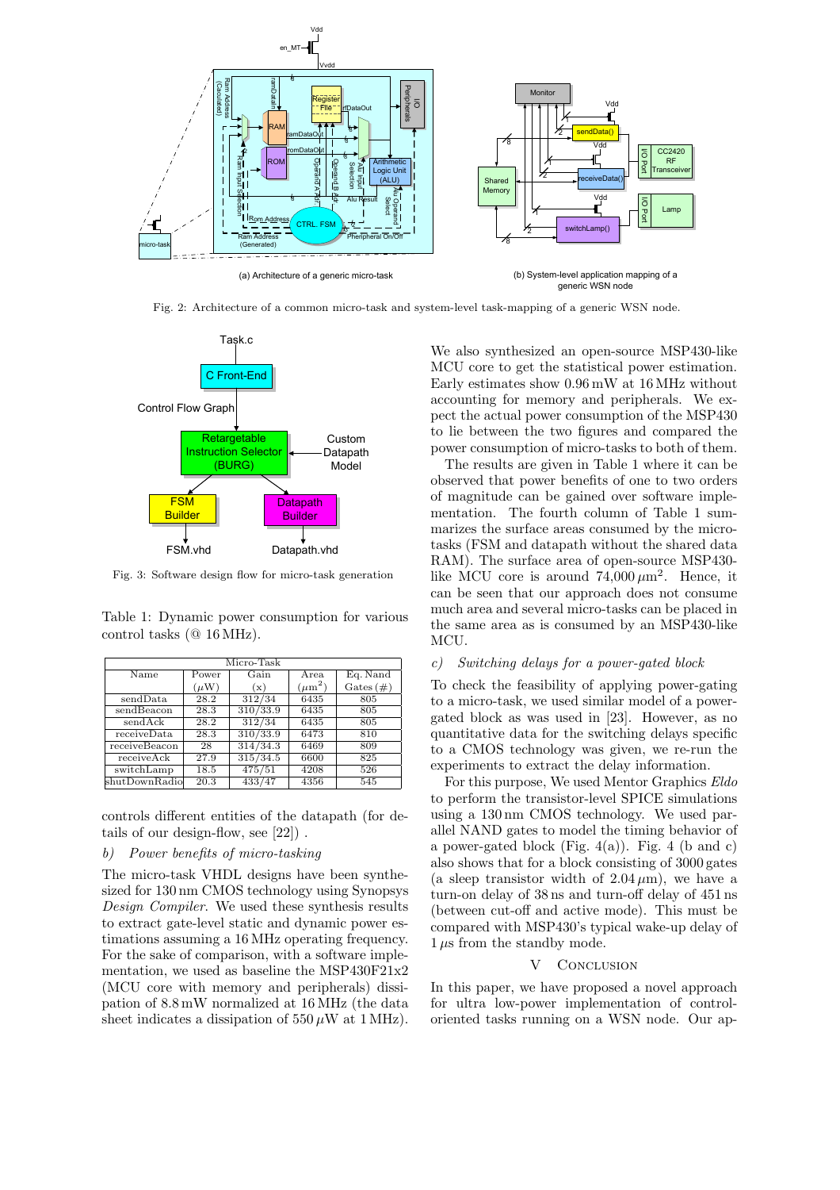(a) Architecture of a generic micro-task

(b) System-level application mapping of a generic WSN node

Fig. 2: Architecture of a common micro-task and system-level task-mapping of a generic WSN node.

Fig. 3: Software design flow for micro-task generation

Table 1: Dynamic power consumption for various control tasks (@ 16 MHz).

| Micro-Task | | | | |
|---|---|---|---|---|
| Name | Power ($\mu$W) | Gain (x) | Area ($\mu$m$^2$) | Eq. Nand Gates (#) |
| sendData | 28.2 | 312/34 | 6435 | 805 |
| sendBeacon | 28.3 | 310/33.9 | 6435 | 805 |
| sendAck | 28.2 | 312/34 | 6435 | 805 |
| receiveData | 28.3 | 310/33.9 | 6473 | 810 |
| receiveBeacon | 28 | 314/34.3 | 6469 | 809 |
| receiveAck | 27.9 | 315/34.5 | 6600 | 825 |
| switchLamp | 18.5 | 475/51 | 4208 | 526 |
| shutDownRadio | 20.3 | 433/47 | 4356 | 545 |

controls different entities of the datapath (for details of our design-flow, see [22]) .

### b) *Power benefits of micro-tasking*

The micro-task VHDL designs have been synthesized for 130 nm CMOS technology using Synopsys *Design Compiler*. We used these synthesis results to extract gate-level static and dynamic power estimations assuming a 16 MHz operating frequency. For the sake of comparison, with a software implementation, we used as baseline the MSP430F21x2 (MCU core with memory and peripherals) dissipation of 8.8 mW normalized at 16 MHz (the data sheet indicates a dissipation of 550 $\mu$W at 1 MHz). We also synthesized an open-source MSP430-like MCU core to get the statistical power estimation. Early estimates show 0.96 mW at 16 MHz without accounting for memory and peripherals. We expect the actual power consumption of the MSP430 to lie between the two figures and compared the power consumption of micro-tasks to both of them.

The results are given in Table 1 where it can be observed that power benefits of one to two orders of magnitude can be gained over software implementation. The fourth column of Table 1 summarizes the surface areas consumed by the micro-tasks (FSM and datapath without the shared data RAM). The surface area of open-source MSP430-like MCU core is around 74,000 $\mu$m$^2$. Hence, it can be seen that our approach does not consume much area and several micro-tasks can be placed in the same area as is consumed by an MSP430-like MCU.

### c) *Switching delays for a power-gated block*

To check the feasibility of applying power-gating to a micro-task, we used similar model of a power-gated block as was used in [23]. However, as no quantitative data for the switching delays specific to a CMOS technology was given, we re-run the experiments to extract the delay information.

For this purpose, We used Mentor Graphics *Eldo* to perform the transistor-level SPICE simulations using a 130 nm CMOS technology. We used parallel NAND gates to model the timing behavior of a power-gated block (Fig. 4(a)). Fig. 4 (b and c) also shows that for a block consisting of 3000 gates (a sleep transistor width of 2.04 $\mu$m), we have a turn-on delay of 38 ns and turn-off delay of 451 ns (between cut-off and active mode). This must be compared with MSP430's typical wake-up delay of 1 $\mu$s from the standby mode.

## V Conclusion

In this paper, we have proposed a novel approach for ultra low-power implementation of control-oriented tasks running on a WSN node. Our ap-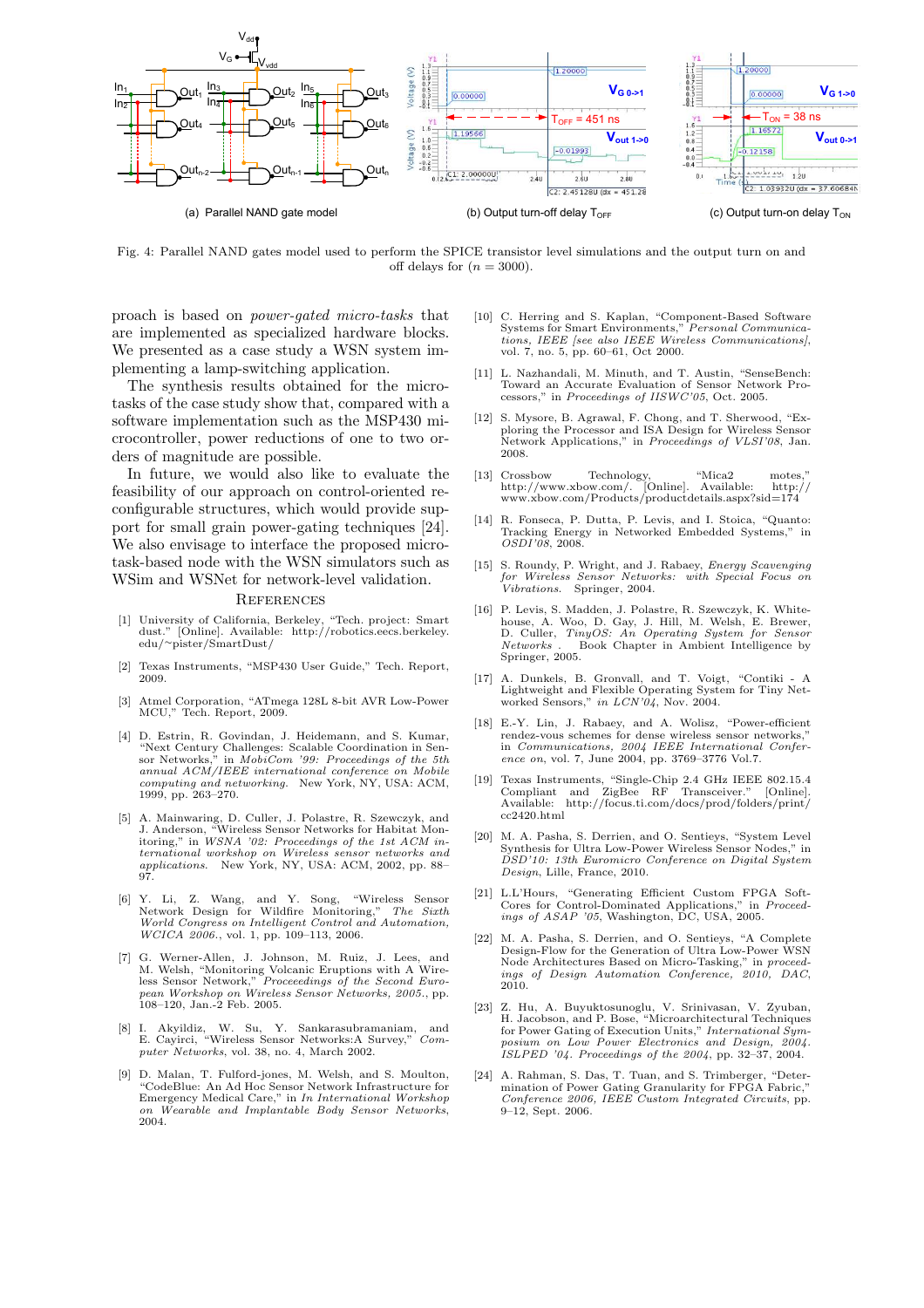(a) Parallel NAND gate model

(b) Output turn-off delay $T_{OFF}$

(c) Output turn-on delay $T_{ON}$

Fig. 4: Parallel NAND gates model used to perform the SPICE transistor level simulations and the output turn on and off delays for ($n = 3000$).

proach is based on *power-gated micro-tasks* that are implemented as specialized hardware blocks. We presented as a case study a WSN system implementing a lamp-switching application.

The synthesis results obtained for the micro-tasks of the case study show that, compared with a software implementation such as the MSP430 microcontroller, power reductions of one to two orders of magnitude are possible.

In future, we would also like to evaluate the feasibility of our approach on control-oriented reconfigurable structures, which would provide support for small grain power-gating techniques [24]. We also envisage to interface the proposed micro-task-based node with the WSN simulators such as WSim and WSNet for network-level validation.

## References

[1] University of California, Berkeley, "Tech. project: Smart dust." [Online]. Available: http://robotics.eecs.berkeley.edu/~pister/SmartDust/

[2] Texas Instruments, "MSP430 User Guide," Tech. Report, 2009.

[3] Atmel Corporation, "ATmega 128L 8-bit AVR Low-Power MCU," Tech. Report, 2009.

[4] D. Estrin, R. Govindan, J. Heidemann, and S. Kumar, "Next Century Challenges: Scalable Coordination in Sensor Networks," in *MobiCom '99: Proceedings of the 5th annual ACM/IEEE international conference on Mobile computing and networking*. New York, NY, USA: ACM, 1999, pp. 263–270.

[5] A. Mainwaring, D. Culler, J. Polastre, R. Szewczyk, and J. Anderson, "Wireless Sensor Networks for Habitat Monitoring," in *WSNA '02: Proceedings of the 1st ACM international workshop on Wireless sensor networks and applications*. New York, NY, USA: ACM, 2002, pp. 88–97.

[6] Y. Li, Z. Wang, and Y. Song, "Wireless Sensor Network Design for Wildfire Monitoring," *The Sixth World Congress on Intelligent Control and Automation, WCICA 2006.*, vol. 1, pp. 109–113, 2006.

[7] G. Werner-Allen, J. Johnson, M. Ruiz, J. Lees, and M. Welsh, "Monitoring Volcanic Eruptions with A Wireless Sensor Network," *Proceedings of the Second European Workshop on Wireless Sensor Networks, 2005.*, pp. 108–120, Jan.-2 Feb. 2005.

[8] I. Akyildiz, W. Su, Y. Sankarasubramaniam, and E. Cayirci, "Wireless Sensor Networks:A Survey," *Computer Networks*, vol. 38, no. 4, March 2002.

[9] D. Malan, T. Fulford-jones, M. Welsh, and S. Moulton, "CodeBlue: An Ad Hoc Sensor Network Infrastructure for Emergency Medical Care," in *In International Workshop on Wearable and Implantable Body Sensor Networks*, 2004.

[10] C. Herring and S. Kaplan, "Component-Based Software Systems for Smart Environments," *Personal Communications, IEEE [see also IEEE Wireless Communications]*, vol. 7, no. 5, pp. 60–61, Oct 2000.

[11] L. Nazhandali, M. Minuth, and T. Austin, "SenseBench: Toward an Accurate Evaluation of Sensor Network Processors," in *Proceedings of IISWC'05*, Oct. 2005.

[12] S. Mysore, B. Agrawal, F. Chong, and T. Sherwood, "Exploring the Processor and ISA Design for Wireless Sensor Network Applications," in *Proceedings of VLSI'08*, Jan. 2008.

[13] Crossbow Technology, "Mica2 motes," http://www.xbow.com/. [Online]. Available: http://www.xbow.com/Products/productdetails.aspx?sid=174

[14] R. Fonseca, P. Dutta, P. Levis, and I. Stoica, "Quanto: Tracking Energy in Networked Embedded Systems," in *OSDI'08*, 2008.

[15] S. Roundy, P. Wright, and J. Rabaey, *Energy Scavenging for Wireless Sensor Networks: with Special Focus on Vibrations*. Springer, 2004.

[16] P. Levis, S. Madden, J. Polastre, R. Szewczyk, K. Whitehouse, A. Woo, D. Gay, J. Hill, M. Welsh, E. Brewer, D. Culler, *TinyOS: An Operating System for Sensor Networks*. Book Chapter in Ambient Intelligence by Springer, 2005.

[17] A. Dunkels, B. Gronvall, and T. Voigt, "Contiki - A Lightweight and Flexible Operating System for Tiny Networked Sensors," *in LCN'04*, Nov. 2004.

[18] E.-Y. Lin, J. Rabaey, and A. Wolisz, "Power-efficient rendez-vous schemes for dense wireless sensor networks," in *Communications, 2004 IEEE International Conference on*, vol. 7, June 2004, pp. 3769–3776 Vol.7.

[19] Texas Instruments, "Single-Chip 2.4 GHz IEEE 802.15.4 Compliant and ZigBee RF Transceiver," [Online]. Available: http://focus.ti.com/docs/prod/folders/print/cc2420.html

[20] M. A. Pasha, S. Derrien, and O. Sentieys, "System Level Synthesis for Ultra Low-Power Wireless Sensor Nodes," in *DSD'10: 13th Euromicro Conference on Digital System Design*, Lille, France, 2010.

[21] L.L'Hours, "Generating Efficient Custom FPGA Soft-Cores for Control-Dominated Applications," in *Proceedings of ASAP '05*, Washington, DC, USA, 2005.

[22] M. A. Pasha, S. Derrien, and O. Sentieys, "A Complete Design-Flow for the Generation of Ultra Low-Power WSN Node Architectures Based on Micro-Tasking," in *proceedings of Design Automation Conference, 2010, DAC*, 2010.

[23] Z. Hu, A. Buyuktosunoglu, V. Srinivasan, V. Zyuban, H. Jacobson, and P. Bose, "Microarchitectural Techniques for Power Gating of Execution Units," *International Symposium on Low Power Electronics and Design, 2004. ISLPED '04. Proceedings of the 2004*, pp. 32–37, 2004.

[24] A. Rahman, S. Das, T. Tuan, and S. Trimberger, "Determination of Power Gating Granularity for FPGA Fabric," *Conference 2006, IEEE Custom Integrated Circuits*, pp. 9–12, Sept. 2006.